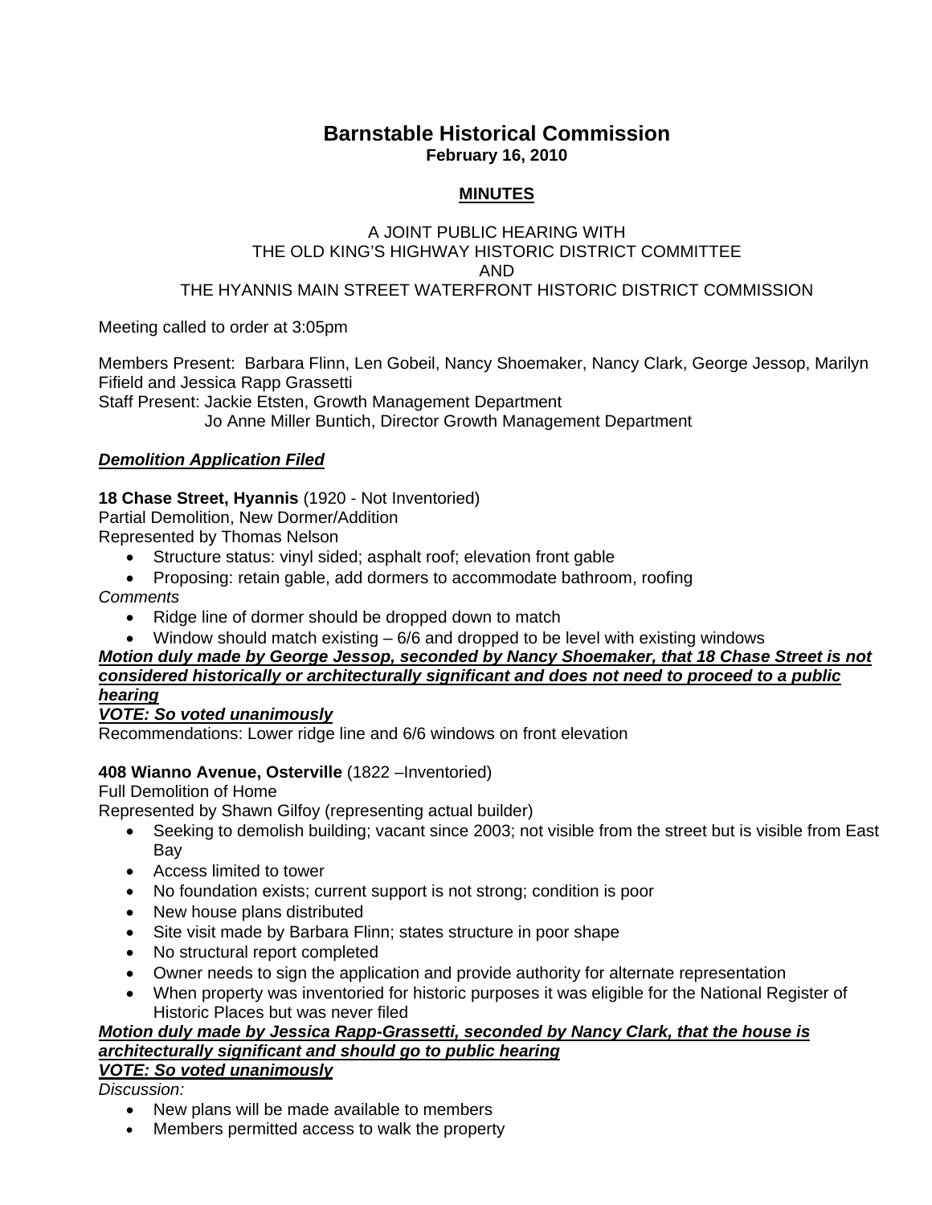# Barnstable Historical Commission

**February 16, 2010**

## MINUTES

A JOINT PUBLIC HEARING WITH
THE OLD KING'S HIGHWAY HISTORIC DISTRICT COMMITTEE
AND
THE HYANNIS MAIN STREET WATERFRONT HISTORIC DISTRICT COMMISSION

Meeting called to order at 3:05pm

Members Present: Barbara Flinn, Len Gobeil, Nancy Shoemaker, Nancy Clark, George Jessop, Marilyn Fifield and Jessica Rapp Grassetti
Staff Present: Jackie Etsten, Growth Management Department
Jo Anne Miller Buntich, Director Growth Management Department

***Demolition Application Filed***

**18 Chase Street, Hyannis** (1920 - Not Inventoried)
Partial Demolition, New Dormer/Addition
Represented by Thomas Nelson

- Structure status: vinyl sided; asphalt roof; elevation front gable
- Proposing: retain gable, add dormers to accommodate bathroom, roofing

*Comments*

- Ridge line of dormer should be dropped down to match
- Window should match existing – 6/6 and dropped to be level with existing windows

***Motion duly made by George Jessop, seconded by Nancy Shoemaker, that 18 Chase Street is not considered historically or architecturally significant and does not need to proceed to a public hearing***

***VOTE: So voted unanimously***

Recommendations: Lower ridge line and 6/6 windows on front elevation

**408 Wianno Avenue, Osterville** (1822 –Inventoried)
Full Demolition of Home
Represented by Shawn Gilfoy (representing actual builder)

- Seeking to demolish building; vacant since 2003; not visible from the street but is visible from East Bay
- Access limited to tower
- No foundation exists; current support is not strong; condition is poor
- New house plans distributed
- Site visit made by Barbara Flinn; states structure in poor shape
- No structural report completed
- Owner needs to sign the application and provide authority for alternate representation
- When property was inventoried for historic purposes it was eligible for the National Register of Historic Places but was never filed

***Motion duly made by Jessica Rapp-Grassetti, seconded by Nancy Clark, that the house is architecturally significant and should go to public hearing***

***VOTE: So voted unanimously***

*Discussion:*

- New plans will be made available to members
- Members permitted access to walk the property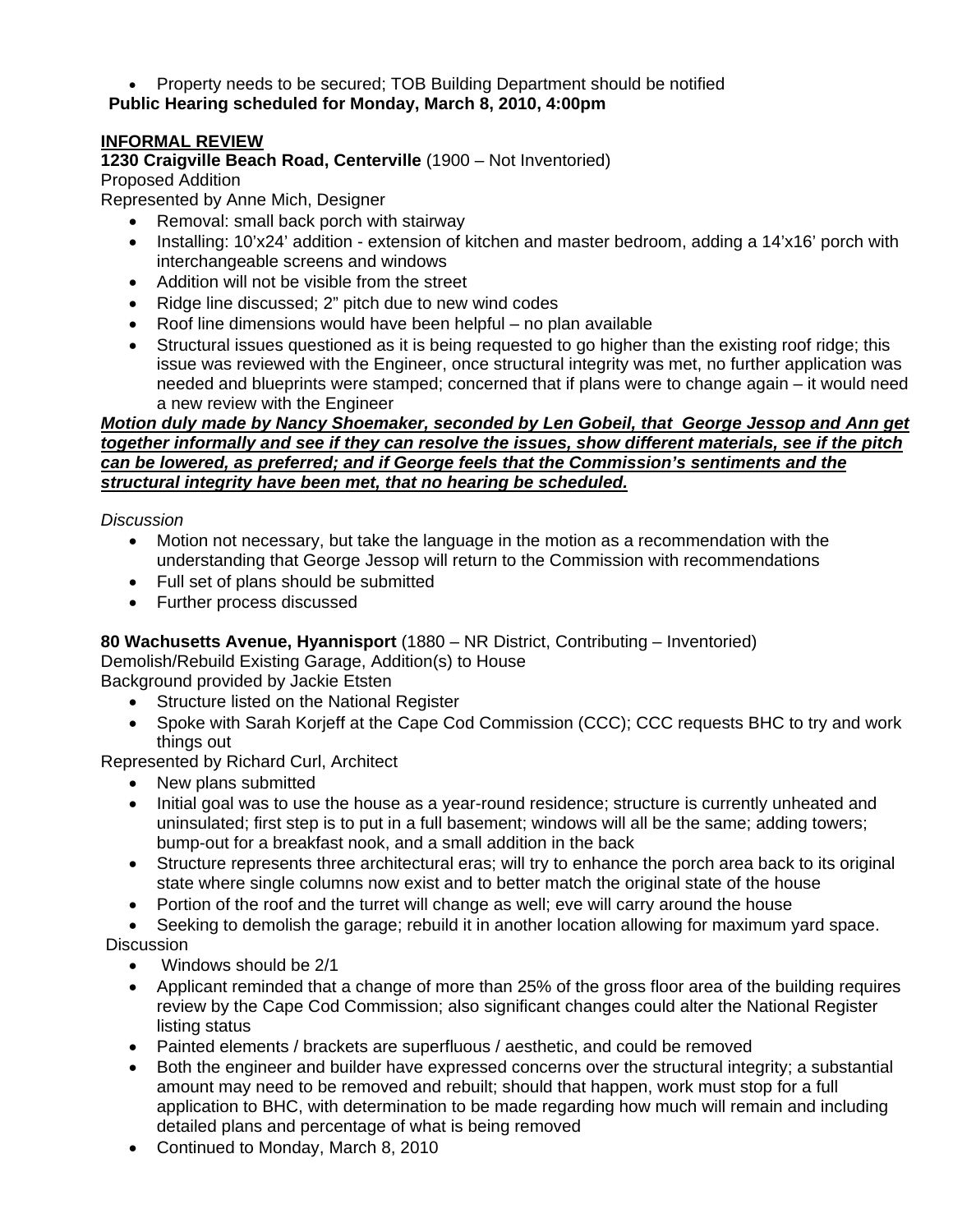- Property needs to be secured; TOB Building Department should be notified

**Public Hearing scheduled for Monday, March 8, 2010, 4:00pm**

**INFORMAL REVIEW**

**1230 Craigville Beach Road, Centerville** (1900 – Not Inventoried)
Proposed Addition
Represented by Anne Mich, Designer

- Removal: small back porch with stairway
- Installing: 10'x24' addition - extension of kitchen and master bedroom, adding a 14'x16' porch with interchangeable screens and windows
- Addition will not be visible from the street
- Ridge line discussed; 2" pitch due to new wind codes
- Roof line dimensions would have been helpful – no plan available
- Structural issues questioned as it is being requested to go higher than the existing roof ridge; this issue was reviewed with the Engineer, once structural integrity was met, no further application was needed and blueprints were stamped; concerned that if plans were to change again – it would need a new review with the Engineer

***Motion duly made by Nancy Shoemaker, seconded by Len Gobeil, that George Jessop and Ann get together informally and see if they can resolve the issues, show different materials, see if the pitch can be lowered, as preferred; and if George feels that the Commission's sentiments and the structural integrity have been met, that no hearing be scheduled.***

*Discussion*

- Motion not necessary, but take the language in the motion as a recommendation with the understanding that George Jessop will return to the Commission with recommendations
- Full set of plans should be submitted
- Further process discussed

**80 Wachusetts Avenue, Hyannisport** (1880 – NR District, Contributing – Inventoried)
Demolish/Rebuild Existing Garage, Addition(s) to House
Background provided by Jackie Etsten

- Structure listed on the National Register
- Spoke with Sarah Korjeff at the Cape Cod Commission (CCC); CCC requests BHC to try and work things out

Represented by Richard Curl, Architect

- New plans submitted
- Initial goal was to use the house as a year-round residence; structure is currently unheated and uninsulated; first step is to put in a full basement; windows will all be the same; adding towers; bump-out for a breakfast nook, and a small addition in the back
- Structure represents three architectural eras; will try to enhance the porch area back to its original state where single columns now exist and to better match the original state of the house
- Portion of the roof and the turret will change as well; eve will carry around the house
- Seeking to demolish the garage; rebuild it in another location allowing for maximum yard space.

Discussion

- Windows should be 2/1
- Applicant reminded that a change of more than 25% of the gross floor area of the building requires review by the Cape Cod Commission; also significant changes could alter the National Register listing status
- Painted elements / brackets are superfluous / aesthetic, and could be removed
- Both the engineer and builder have expressed concerns over the structural integrity; a substantial amount may need to be removed and rebuilt; should that happen, work must stop for a full application to BHC, with determination to be made regarding how much will remain and including detailed plans and percentage of what is being removed
- Continued to Monday, March 8, 2010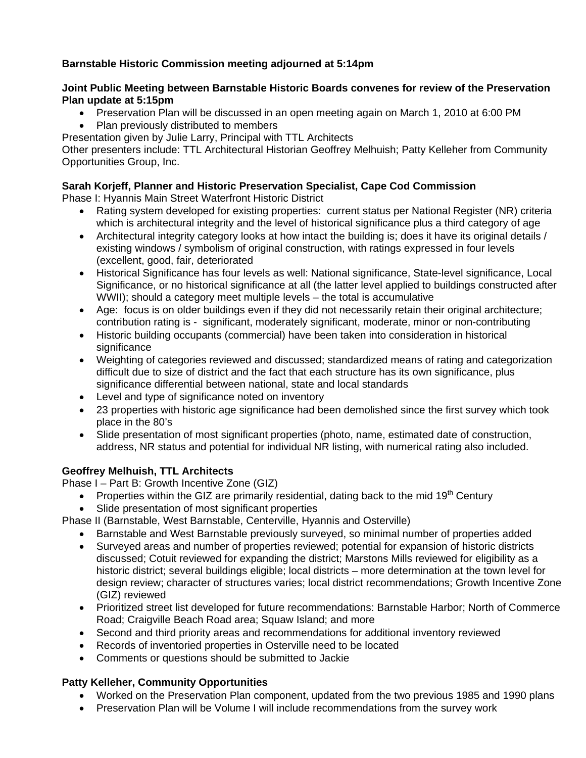**Barnstable Historic Commission meeting adjourned at 5:14pm**

**Joint Public Meeting between Barnstable Historic Boards convenes for review of the Preservation Plan update at 5:15pm**

- Preservation Plan will be discussed in an open meeting again on March 1, 2010 at 6:00 PM
- Plan previously distributed to members

Presentation given by Julie Larry, Principal with TTL Architects
Other presenters include: TTL Architectural Historian Geoffrey Melhuish; Patty Kelleher from Community Opportunities Group, Inc.

**Sarah Korjeff, Planner and Historic Preservation Specialist, Cape Cod Commission**
Phase I: Hyannis Main Street Waterfront Historic District

- Rating system developed for existing properties: current status per National Register (NR) criteria which is architectural integrity and the level of historical significance plus a third category of age
- Architectural integrity category looks at how intact the building is; does it have its original details / existing windows / symbolism of original construction, with ratings expressed in four levels (excellent, good, fair, deteriorated
- Historical Significance has four levels as well: National significance, State-level significance, Local Significance, or no historical significance at all (the latter level applied to buildings constructed after WWII); should a category meet multiple levels – the total is accumulative
- Age: focus is on older buildings even if they did not necessarily retain their original architecture; contribution rating is - significant, moderately significant, moderate, minor or non-contributing
- Historic building occupants (commercial) have been taken into consideration in historical significance
- Weighting of categories reviewed and discussed; standardized means of rating and categorization difficult due to size of district and the fact that each structure has its own significance, plus significance differential between national, state and local standards
- Level and type of significance noted on inventory
- 23 properties with historic age significance had been demolished since the first survey which took place in the 80's
- Slide presentation of most significant properties (photo, name, estimated date of construction, address, NR status and potential for individual NR listing, with numerical rating also included.

**Geoffrey Melhuish, TTL Architects**
Phase I – Part B: Growth Incentive Zone (GIZ)

- Properties within the GIZ are primarily residential, dating back to the mid 19th Century
- Slide presentation of most significant properties

Phase II (Barnstable, West Barnstable, Centerville, Hyannis and Osterville)

- Barnstable and West Barnstable previously surveyed, so minimal number of properties added
- Surveyed areas and number of properties reviewed; potential for expansion of historic districts discussed; Cotuit reviewed for expanding the district; Marstons Mills reviewed for eligibility as a historic district; several buildings eligible; local districts – more determination at the town level for design review; character of structures varies; local district recommendations; Growth Incentive Zone (GIZ) reviewed
- Prioritized street list developed for future recommendations: Barnstable Harbor; North of Commerce Road; Craigville Beach Road area; Squaw Island; and more
- Second and third priority areas and recommendations for additional inventory reviewed
- Records of inventoried properties in Osterville need to be located
- Comments or questions should be submitted to Jackie

**Patty Kelleher, Community Opportunities**

- Worked on the Preservation Plan component, updated from the two previous 1985 and 1990 plans
- Preservation Plan will be Volume I will include recommendations from the survey work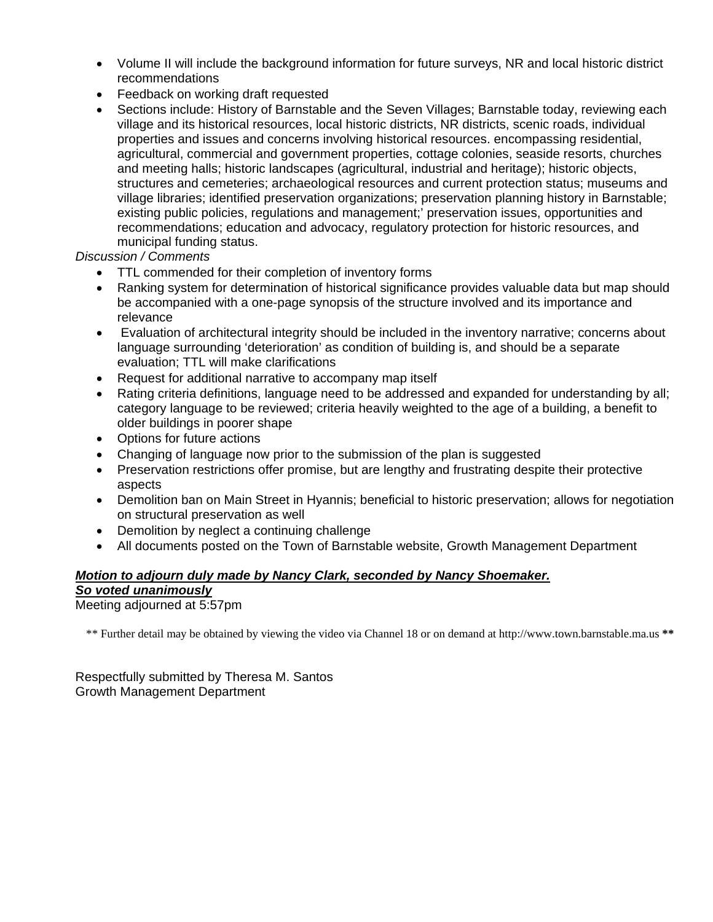- Volume II will include the background information for future surveys, NR and local historic district recommendations
- Feedback on working draft requested
- Sections include: History of Barnstable and the Seven Villages; Barnstable today, reviewing each village and its historical resources, local historic districts, NR districts, scenic roads, individual properties and issues and concerns involving historical resources. encompassing residential, agricultural, commercial and government properties, cottage colonies, seaside resorts, churches and meeting halls; historic landscapes (agricultural, industrial and heritage); historic objects, structures and cemeteries; archaeological resources and current protection status; museums and village libraries; identified preservation organizations; preservation planning history in Barnstable; existing public policies, regulations and management;' preservation issues, opportunities and recommendations; education and advocacy, regulatory protection for historic resources, and municipal funding status.

*Discussion / Comments*

- TTL commended for their completion of inventory forms
- Ranking system for determination of historical significance provides valuable data but map should be accompanied with a one-page synopsis of the structure involved and its importance and relevance
- Evaluation of architectural integrity should be included in the inventory narrative; concerns about language surrounding 'deterioration' as condition of building is, and should be a separate evaluation; TTL will make clarifications
- Request for additional narrative to accompany map itself
- Rating criteria definitions, language need to be addressed and expanded for understanding by all; category language to be reviewed; criteria heavily weighted to the age of a building, a benefit to older buildings in poorer shape
- Options for future actions
- Changing of language now prior to the submission of the plan is suggested
- Preservation restrictions offer promise, but are lengthy and frustrating despite their protective aspects
- Demolition ban on Main Street in Hyannis; beneficial to historic preservation; allows for negotiation on structural preservation as well
- Demolition by neglect a continuing challenge
- All documents posted on the Town of Barnstable website, Growth Management Department

***Motion to adjourn duly made by Nancy Clark, seconded by Nancy Shoemaker.***
***So voted unanimously***

Meeting adjourned at 5:57pm

** Further detail may be obtained by viewing the video via Channel 18 or on demand at http://www.town.barnstable.ma.us **

Respectfully submitted by Theresa M. Santos
Growth Management Department